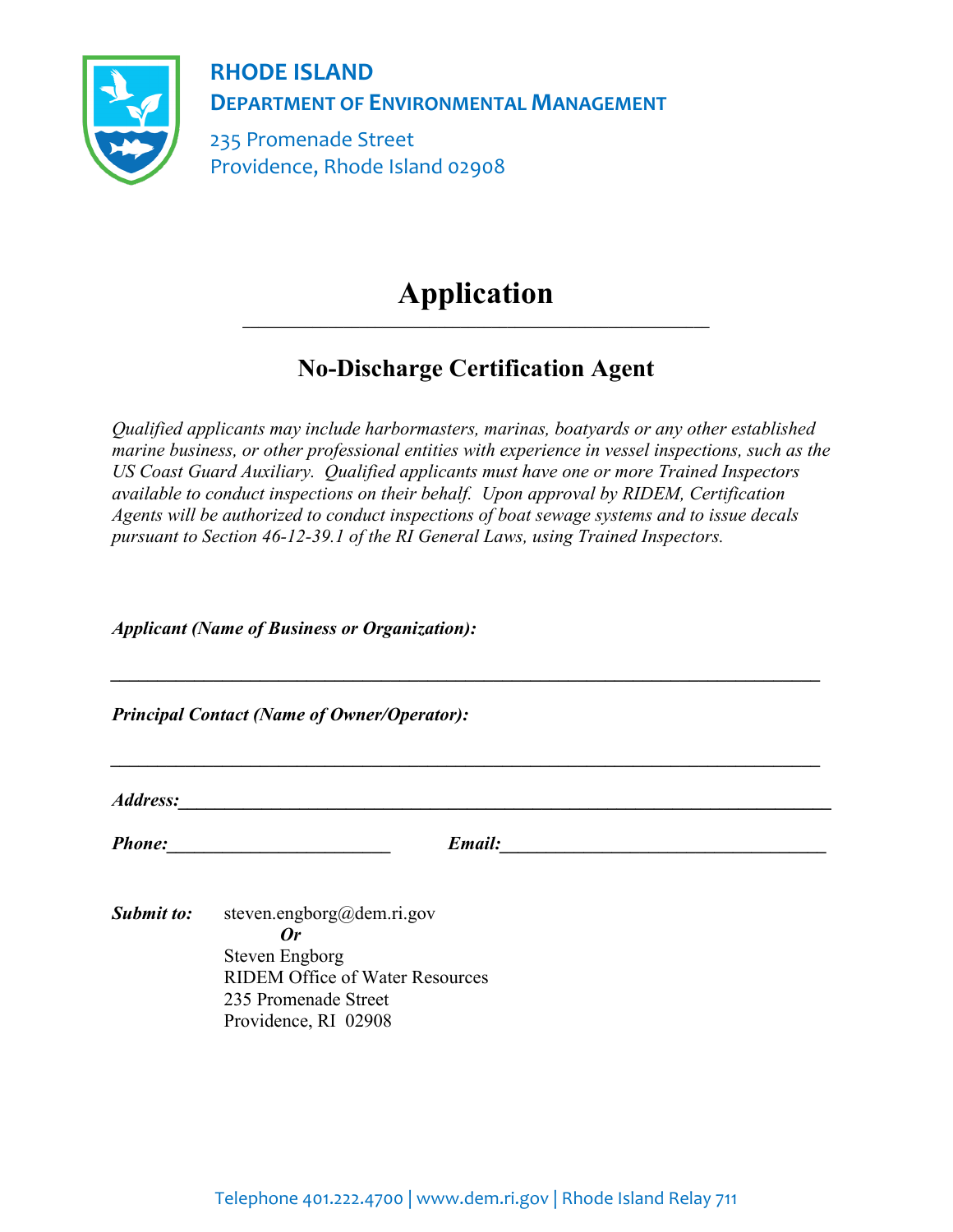**RHODE ISLAND**
**DEPARTMENT OF ENVIRONMENTAL MANAGEMENT**

235 Promenade Street
Providence, Rhode Island 02908

# Application

## No-Discharge Certification Agent

*Qualified applicants may include harbormasters, marinas, boatyards or any other established marine business, or other professional entities with experience in vessel inspections, such as the US Coast Guard Auxiliary. Qualified applicants must have one or more Trained Inspectors available to conduct inspections on their behalf. Upon approval by RIDEM, Certification Agents will be authorized to conduct inspections of boat sewage systems and to issue decals pursuant to Section 46-12-39.1 of the RI General Laws, using Trained Inspectors.*

***Applicant (Name of Business or Organization):***

\_\_\_\_\_\_\_\_\_\_\_\_\_\_\_\_\_\_\_\_\_\_\_\_\_\_\_\_\_\_\_\_\_\_\_\_\_\_\_\_\_\_\_\_\_\_\_\_\_\_\_\_\_\_\_\_\_\_\_\_\_\_\_\_\_\_\_\_\_\_

***Principal Contact (Name of Owner/Operator):***

\_\_\_\_\_\_\_\_\_\_\_\_\_\_\_\_\_\_\_\_\_\_\_\_\_\_\_\_\_\_\_\_\_\_\_\_\_\_\_\_\_\_\_\_\_\_\_\_\_\_\_\_\_\_\_\_\_\_\_\_\_\_\_\_\_\_\_\_\_\_

***Address:***\_\_\_\_\_\_\_\_\_\_\_\_\_\_\_\_\_\_\_\_\_\_\_\_\_\_\_\_\_\_\_\_\_\_\_\_\_\_\_\_\_\_\_\_\_\_\_\_\_\_\_\_\_\_\_\_\_\_\_\_\_\_\_\_

***Phone:***\_\_\_\_\_\_\_\_\_\_\_\_\_\_\_\_\_\_\_\_\_\_\_\_ ***Email:***\_\_\_\_\_\_\_\_\_\_\_\_\_\_\_\_\_\_\_\_\_\_\_\_\_\_\_\_\_\_\_\_\_\_\_

***Submit to:*** steven.engborg@dem.ri.gov
***Or***
Steven Engborg
RIDEM Office of Water Resources
235 Promenade Street
Providence, RI 02908

Telephone 401.222.4700 | www.dem.ri.gov | Rhode Island Relay 711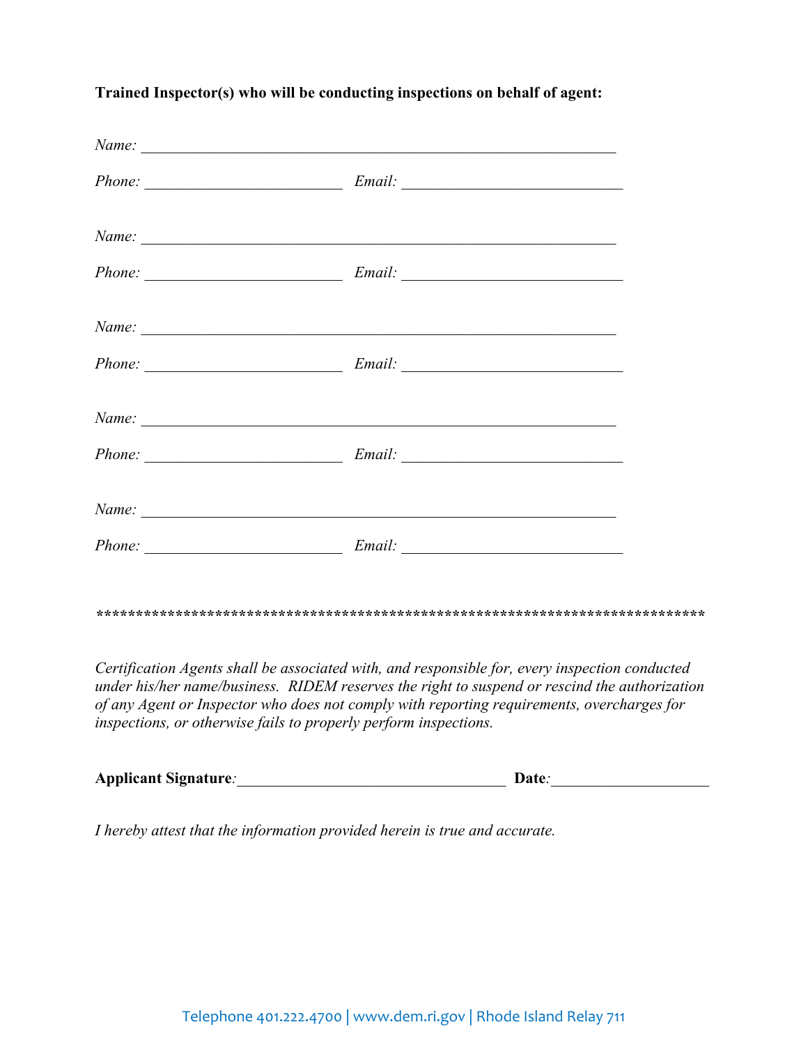**Trained Inspector(s) who will be conducting inspections on behalf of agent:**

*Name:* ___________________________________________________________

*Phone:* _________________________ *Email:* ____________________________

*Name:* ___________________________________________________________

*Phone:* _________________________ *Email:* ____________________________

*Name:* ___________________________________________________________

*Phone:* _________________________ *Email:* ____________________________

*Name:* ___________________________________________________________

*Phone:* _________________________ *Email:* ____________________________

*Name:* ___________________________________________________________

*Phone:* _________________________ *Email:* ____________________________

******************************************************************************

*Certification Agents shall be associated with, and responsible for, every inspection conducted under his/her name/business. RIDEM reserves the right to suspend or rescind the authorization of any Agent or Inspector who does not comply with reporting requirements, overcharges for inspections, or otherwise fails to properly perform inspections.*

**Applicant Signature**:__________________________________ **Date**:____________________

*I hereby attest that the information provided herein is true and accurate.*

Telephone 401.222.4700 | www.dem.ri.gov | Rhode Island Relay 711